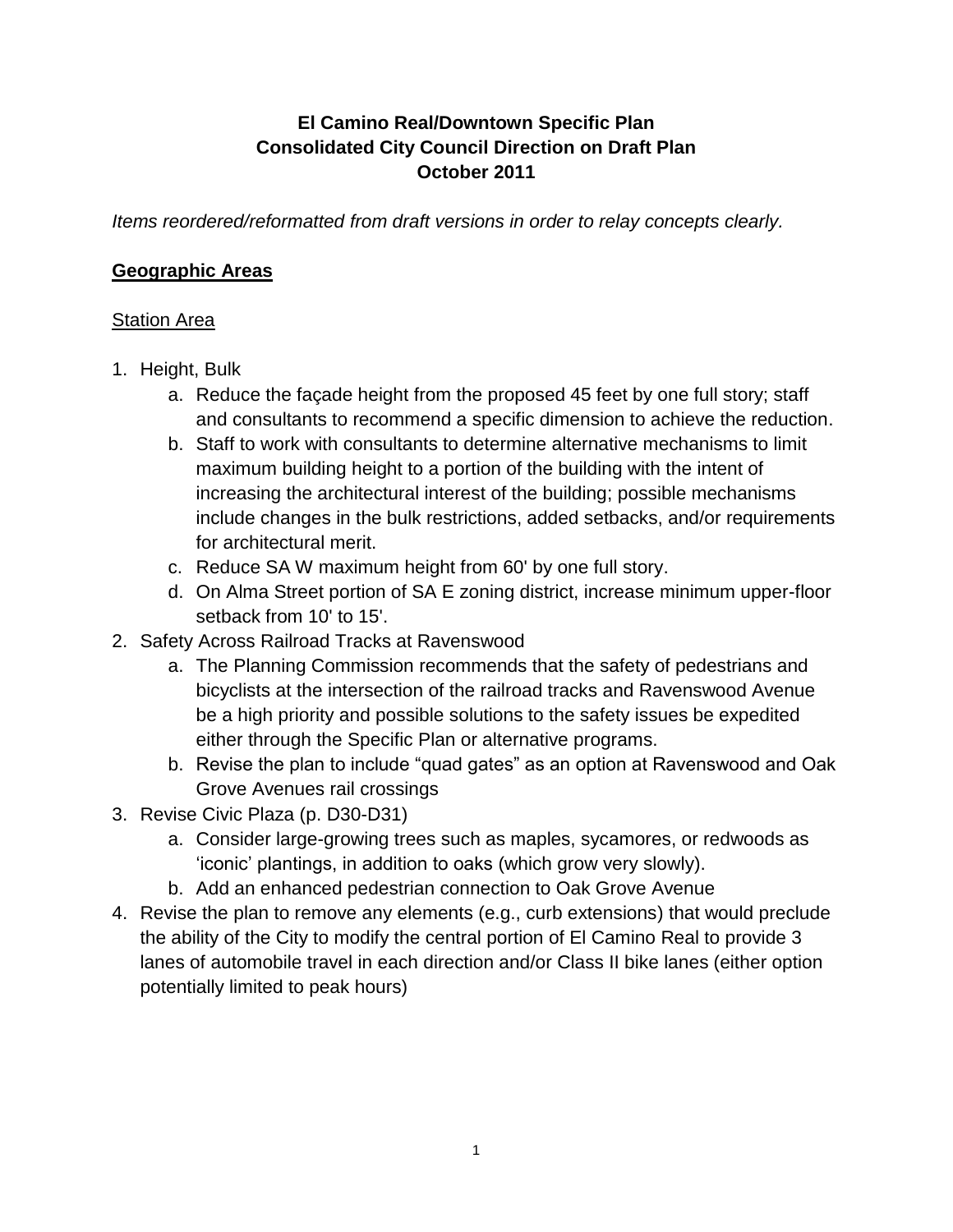# El Camino Real/Downtown Specific Plan
# Consolidated City Council Direction on Draft Plan
# October 2011

*Items reordered/reformatted from draft versions in order to relay concepts clearly.*

## Geographic Areas

### Station Area

1. Height, Bulk
   a. Reduce the façade height from the proposed 45 feet by one full story; staff and consultants to recommend a specific dimension to achieve the reduction.
   b. Staff to work with consultants to determine alternative mechanisms to limit maximum building height to a portion of the building with the intent of increasing the architectural interest of the building; possible mechanisms include changes in the bulk restrictions, added setbacks, and/or requirements for architectural merit.
   c. Reduce SA W maximum height from 60' by one full story.
   d. On Alma Street portion of SA E zoning district, increase minimum upper-floor setback from 10' to 15'.
2. Safety Across Railroad Tracks at Ravenswood
   a. The Planning Commission recommends that the safety of pedestrians and bicyclists at the intersection of the railroad tracks and Ravenswood Avenue be a high priority and possible solutions to the safety issues be expedited either through the Specific Plan or alternative programs.
   b. Revise the plan to include "quad gates" as an option at Ravenswood and Oak Grove Avenues rail crossings
3. Revise Civic Plaza (p. D30-D31)
   a. Consider large-growing trees such as maples, sycamores, or redwoods as 'iconic' plantings, in addition to oaks (which grow very slowly).
   b. Add an enhanced pedestrian connection to Oak Grove Avenue
4. Revise the plan to remove any elements (e.g., curb extensions) that would preclude the ability of the City to modify the central portion of El Camino Real to provide 3 lanes of automobile travel in each direction and/or Class II bike lanes (either option potentially limited to peak hours)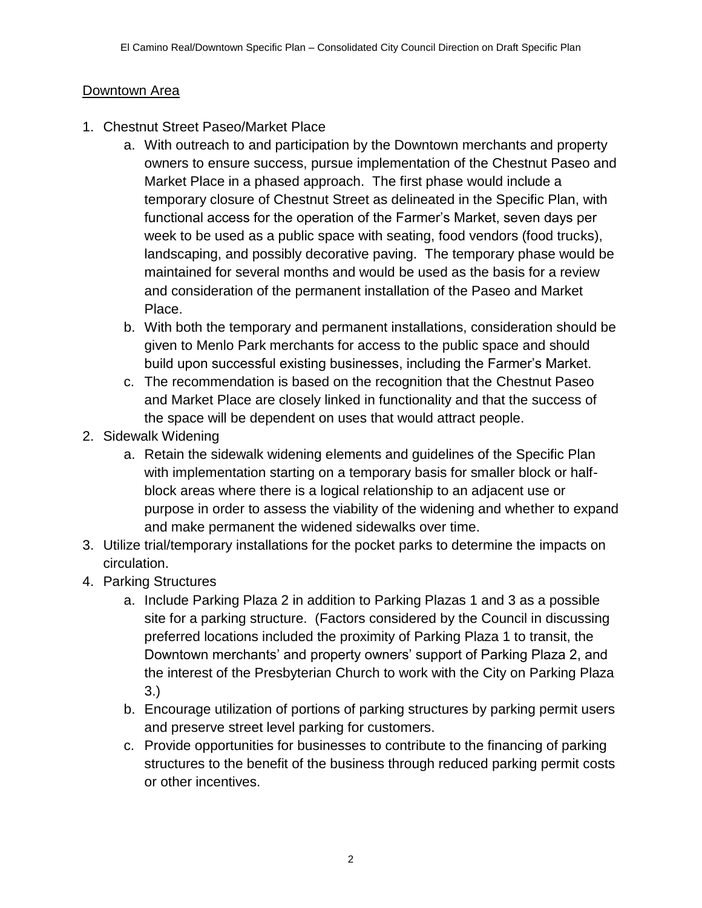## Downtown Area

1. Chestnut Street Paseo/Market Place
   a. With outreach to and participation by the Downtown merchants and property owners to ensure success, pursue implementation of the Chestnut Paseo and Market Place in a phased approach. The first phase would include a temporary closure of Chestnut Street as delineated in the Specific Plan, with functional access for the operation of the Farmer's Market, seven days per week to be used as a public space with seating, food vendors (food trucks), landscaping, and possibly decorative paving. The temporary phase would be maintained for several months and would be used as the basis for a review and consideration of the permanent installation of the Paseo and Market Place.
   b. With both the temporary and permanent installations, consideration should be given to Menlo Park merchants for access to the public space and should build upon successful existing businesses, including the Farmer's Market.
   c. The recommendation is based on the recognition that the Chestnut Paseo and Market Place are closely linked in functionality and that the success of the space will be dependent on uses that would attract people.
2. Sidewalk Widening
   a. Retain the sidewalk widening elements and guidelines of the Specific Plan with implementation starting on a temporary basis for smaller block or half-block areas where there is a logical relationship to an adjacent use or purpose in order to assess the viability of the widening and whether to expand and make permanent the widened sidewalks over time.
3. Utilize trial/temporary installations for the pocket parks to determine the impacts on circulation.
4. Parking Structures
   a. Include Parking Plaza 2 in addition to Parking Plazas 1 and 3 as a possible site for a parking structure. (Factors considered by the Council in discussing preferred locations included the proximity of Parking Plaza 1 to transit, the Downtown merchants' and property owners' support of Parking Plaza 2, and the interest of the Presbyterian Church to work with the City on Parking Plaza 3.)
   b. Encourage utilization of portions of parking structures by parking permit users and preserve street level parking for customers.
   c. Provide opportunities for businesses to contribute to the financing of parking structures to the benefit of the business through reduced parking permit costs or other incentives.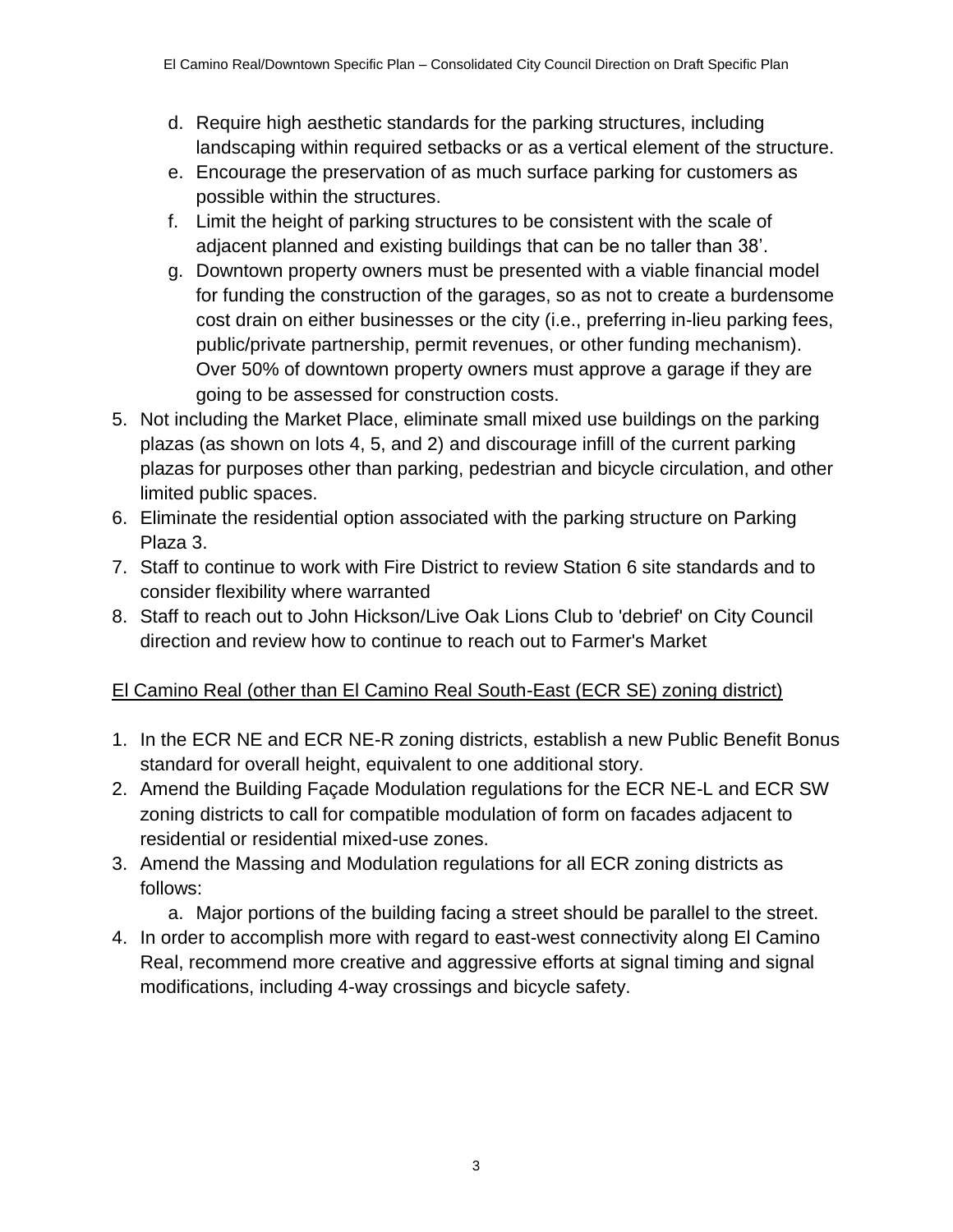d. Require high aesthetic standards for the parking structures, including landscaping within required setbacks or as a vertical element of the structure.
   e. Encourage the preservation of as much surface parking for customers as possible within the structures.
   f. Limit the height of parking structures to be consistent with the scale of adjacent planned and existing buildings that can be no taller than 38'.
   g. Downtown property owners must be presented with a viable financial model for funding the construction of the garages, so as not to create a burdensome cost drain on either businesses or the city (i.e., preferring in-lieu parking fees, public/private partnership, permit revenues, or other funding mechanism). Over 50% of downtown property owners must approve a garage if they are going to be assessed for construction costs.
5. Not including the Market Place, eliminate small mixed use buildings on the parking plazas (as shown on lots 4, 5, and 2) and discourage infill of the current parking plazas for purposes other than parking, pedestrian and bicycle circulation, and other limited public spaces.
6. Eliminate the residential option associated with the parking structure on Parking Plaza 3.
7. Staff to continue to work with Fire District to review Station 6 site standards and to consider flexibility where warranted
8. Staff to reach out to John Hickson/Live Oak Lions Club to 'debrief' on City Council direction and review how to continue to reach out to Farmer's Market

<u>El Camino Real (other than El Camino Real South-East (ECR SE) zoning district)</u>

1. In the ECR NE and ECR NE-R zoning districts, establish a new Public Benefit Bonus standard for overall height, equivalent to one additional story.
2. Amend the Building Façade Modulation regulations for the ECR NE-L and ECR SW zoning districts to call for compatible modulation of form on facades adjacent to residential or residential mixed-use zones.
3. Amend the Massing and Modulation regulations for all ECR zoning districts as follows:
   a. Major portions of the building facing a street should be parallel to the street.
4. In order to accomplish more with regard to east-west connectivity along El Camino Real, recommend more creative and aggressive efforts at signal timing and signal modifications, including 4-way crossings and bicycle safety.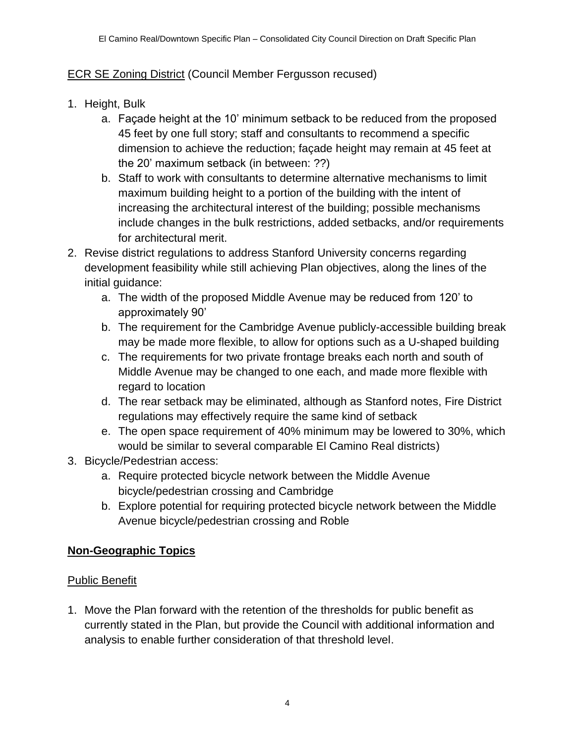<u>ECR SE Zoning District</u> (Council Member Fergusson recused)

1. Height, Bulk
   a. Façade height at the 10' minimum setback to be reduced from the proposed 45 feet by one full story; staff and consultants to recommend a specific dimension to achieve the reduction; façade height may remain at 45 feet at the 20' maximum setback (in between: ??)
   b. Staff to work with consultants to determine alternative mechanisms to limit maximum building height to a portion of the building with the intent of increasing the architectural interest of the building; possible mechanisms include changes in the bulk restrictions, added setbacks, and/or requirements for architectural merit.
2. Revise district regulations to address Stanford University concerns regarding development feasibility while still achieving Plan objectives, along the lines of the initial guidance:
   a. The width of the proposed Middle Avenue may be reduced from 120' to approximately 90'
   b. The requirement for the Cambridge Avenue publicly-accessible building break may be made more flexible, to allow for options such as a U-shaped building
   c. The requirements for two private frontage breaks each north and south of Middle Avenue may be changed to one each, and made more flexible with regard to location
   d. The rear setback may be eliminated, although as Stanford notes, Fire District regulations may effectively require the same kind of setback
   e. The open space requirement of 40% minimum may be lowered to 30%, which would be similar to several comparable El Camino Real districts)
3. Bicycle/Pedestrian access:
   a. Require protected bicycle network between the Middle Avenue bicycle/pedestrian crossing and Cambridge
   b. Explore potential for requiring protected bicycle network between the Middle Avenue bicycle/pedestrian crossing and Roble

## Non-Geographic Topics

<u>Public Benefit</u>

1. Move the Plan forward with the retention of the thresholds for public benefit as currently stated in the Plan, but provide the Council with additional information and analysis to enable further consideration of that threshold level.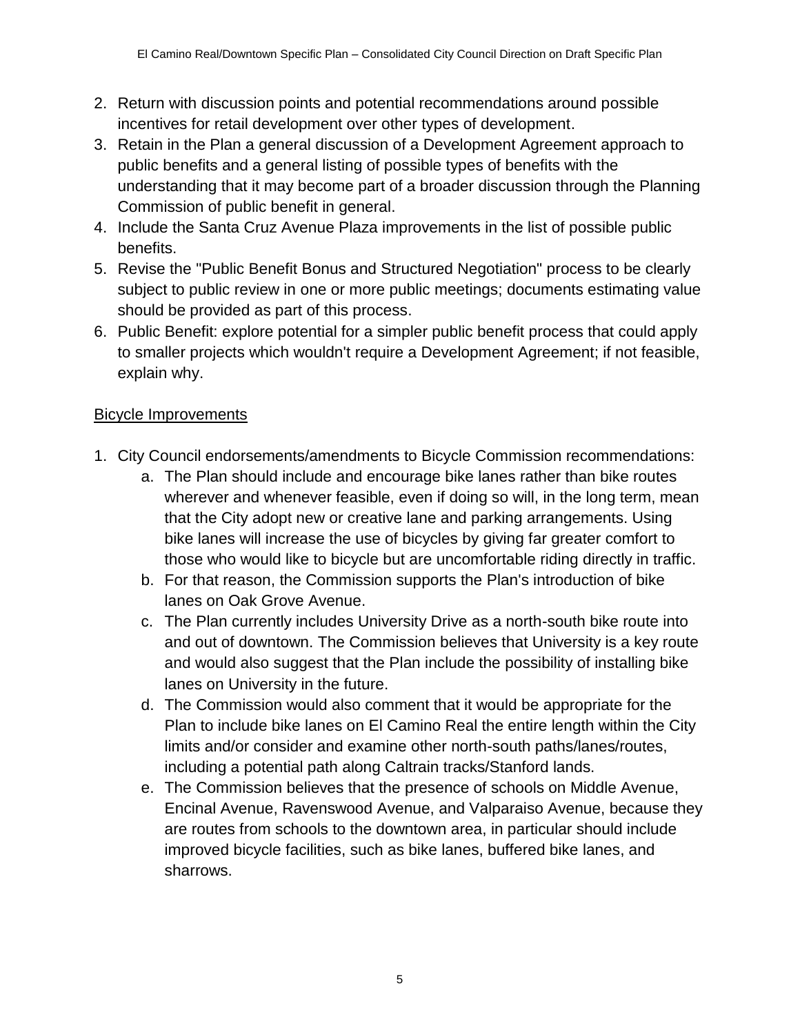2. Return with discussion points and potential recommendations around possible incentives for retail development over other types of development.
3. Retain in the Plan a general discussion of a Development Agreement approach to public benefits and a general listing of possible types of benefits with the understanding that it may become part of a broader discussion through the Planning Commission of public benefit in general.
4. Include the Santa Cruz Avenue Plaza improvements in the list of possible public benefits.
5. Revise the "Public Benefit Bonus and Structured Negotiation" process to be clearly subject to public review in one or more public meetings; documents estimating value should be provided as part of this process.
6. Public Benefit: explore potential for a simpler public benefit process that could apply to smaller projects which wouldn't require a Development Agreement; if not feasible, explain why.

<u>Bicycle Improvements</u>

1. City Council endorsements/amendments to Bicycle Commission recommendations:
   a. The Plan should include and encourage bike lanes rather than bike routes wherever and whenever feasible, even if doing so will, in the long term, mean that the City adopt new or creative lane and parking arrangements. Using bike lanes will increase the use of bicycles by giving far greater comfort to those who would like to bicycle but are uncomfortable riding directly in traffic.
   b. For that reason, the Commission supports the Plan's introduction of bike lanes on Oak Grove Avenue.
   c. The Plan currently includes University Drive as a north-south bike route into and out of downtown. The Commission believes that University is a key route and would also suggest that the Plan include the possibility of installing bike lanes on University in the future.
   d. The Commission would also comment that it would be appropriate for the Plan to include bike lanes on El Camino Real the entire length within the City limits and/or consider and examine other north-south paths/lanes/routes, including a potential path along Caltrain tracks/Stanford lands.
   e. The Commission believes that the presence of schools on Middle Avenue, Encinal Avenue, Ravenswood Avenue, and Valparaiso Avenue, because they are routes from schools to the downtown area, in particular should include improved bicycle facilities, such as bike lanes, buffered bike lanes, and sharrows.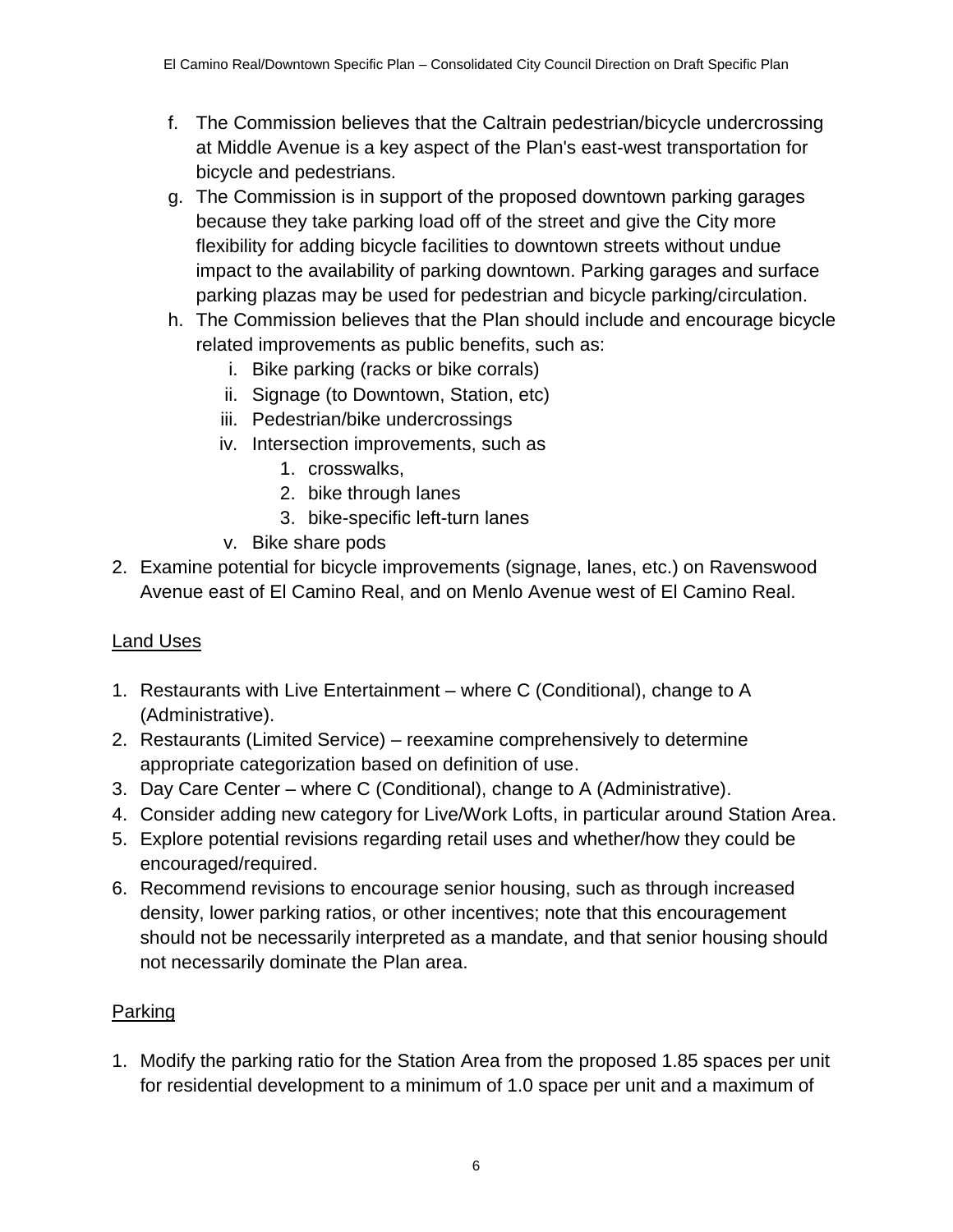f. The Commission believes that the Caltrain pedestrian/bicycle undercrossing at Middle Avenue is a key aspect of the Plan's east-west transportation for bicycle and pedestrians.
g. The Commission is in support of the proposed downtown parking garages because they take parking load off of the street and give the City more flexibility for adding bicycle facilities to downtown streets without undue impact to the availability of parking downtown. Parking garages and surface parking plazas may be used for pedestrian and bicycle parking/circulation.
h. The Commission believes that the Plan should include and encourage bicycle related improvements as public benefits, such as:
    i. Bike parking (racks or bike corrals)
    ii. Signage (to Downtown, Station, etc)
    iii. Pedestrian/bike undercrossings
    iv. Intersection improvements, such as
        1. crosswalks,
        2. bike through lanes
        3. bike-specific left-turn lanes
    v. Bike share pods

2. Examine potential for bicycle improvements (signage, lanes, etc.) on Ravenswood Avenue east of El Camino Real, and on Menlo Avenue west of El Camino Real.

## Land Uses

1. Restaurants with Live Entertainment – where C (Conditional), change to A (Administrative).
2. Restaurants (Limited Service) – reexamine comprehensively to determine appropriate categorization based on definition of use.
3. Day Care Center – where C (Conditional), change to A (Administrative).
4. Consider adding new category for Live/Work Lofts, in particular around Station Area.
5. Explore potential revisions regarding retail uses and whether/how they could be encouraged/required.
6. Recommend revisions to encourage senior housing, such as through increased density, lower parking ratios, or other incentives; note that this encouragement should not be necessarily interpreted as a mandate, and that senior housing should not necessarily dominate the Plan area.

## Parking

1. Modify the parking ratio for the Station Area from the proposed 1.85 spaces per unit for residential development to a minimum of 1.0 space per unit and a maximum of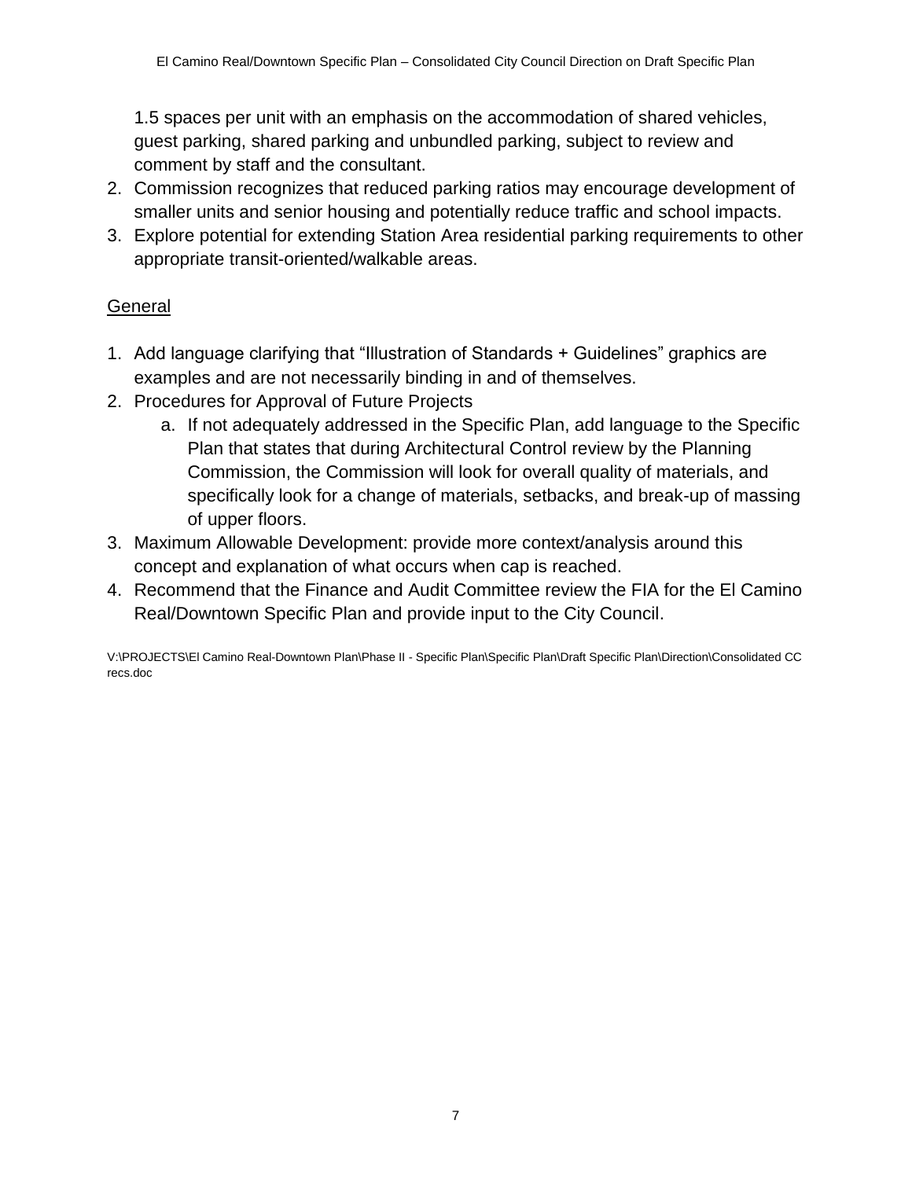1.5 spaces per unit with an emphasis on the accommodation of shared vehicles, guest parking, shared parking and unbundled parking, subject to review and comment by staff and the consultant.

2. Commission recognizes that reduced parking ratios may encourage development of smaller units and senior housing and potentially reduce traffic and school impacts.
3. Explore potential for extending Station Area residential parking requirements to other appropriate transit-oriented/walkable areas.

<u>General</u>

1. Add language clarifying that “Illustration of Standards + Guidelines” graphics are examples and are not necessarily binding in and of themselves.
2. Procedures for Approval of Future Projects
   a. If not adequately addressed in the Specific Plan, add language to the Specific Plan that states that during Architectural Control review by the Planning Commission, the Commission will look for overall quality of materials, and specifically look for a change of materials, setbacks, and break-up of massing of upper floors.
3. Maximum Allowable Development: provide more context/analysis around this concept and explanation of what occurs when cap is reached.
4. Recommend that the Finance and Audit Committee review the FIA for the El Camino Real/Downtown Specific Plan and provide input to the City Council.

V:\PROJECTS\El Camino Real-Downtown Plan\Phase II - Specific Plan\Specific Plan\Draft Specific Plan\Direction\Consolidated CC recs.doc